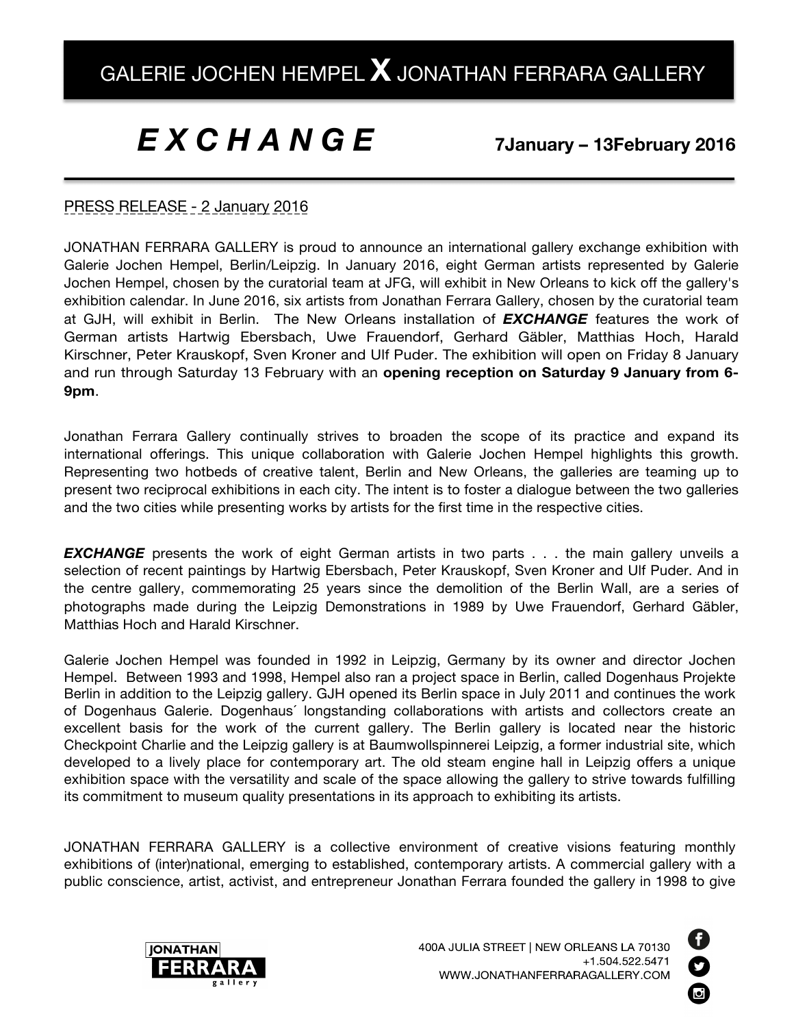# GALERIE JOCHEN HEMPEL X JONATHAN FERRARA GALLERY

## *E X C H A N G E*

**7January – 13February 2016**

PRESS RELEASE - 2 January 2016

JONATHAN FERRARA GALLERY is proud to announce an international gallery exchange exhibition with Galerie Jochen Hempel, Berlin/Leipzig. In January 2016, eight German artists represented by Galerie Jochen Hempel, chosen by the curatorial team at JFG, will exhibit in New Orleans to kick off the gallery's exhibition calendar. In June 2016, six artists from Jonathan Ferrara Gallery, chosen by the curatorial team at GJH, will exhibit in Berlin. The New Orleans installation of ***EXCHANGE*** features the work of German artists Hartwig Ebersbach, Uwe Frauendorf, Gerhard Gäbler, Matthias Hoch, Harald Kirschner, Peter Krauskopf, Sven Kroner and Ulf Puder. The exhibition will open on Friday 8 January and run through Saturday 13 February with an **opening reception on Saturday 9 January from 6-9pm**.

Jonathan Ferrara Gallery continually strives to broaden the scope of its practice and expand its international offerings. This unique collaboration with Galerie Jochen Hempel highlights this growth. Representing two hotbeds of creative talent, Berlin and New Orleans, the galleries are teaming up to present two reciprocal exhibitions in each city. The intent is to foster a dialogue between the two galleries and the two cities while presenting works by artists for the first time in the respective cities.

***EXCHANGE*** presents the work of eight German artists in two parts . . . the main gallery unveils a selection of recent paintings by Hartwig Ebersbach, Peter Krauskopf, Sven Kroner and Ulf Puder. And in the centre gallery, commemorating 25 years since the demolition of the Berlin Wall, are a series of photographs made during the Leipzig Demonstrations in 1989 by Uwe Frauendorf, Gerhard Gäbler, Matthias Hoch and Harald Kirschner.

Galerie Jochen Hempel was founded in 1992 in Leipzig, Germany by its owner and director Jochen Hempel. Between 1993 and 1998, Hempel also ran a project space in Berlin, called Dogenhaus Projekte Berlin in addition to the Leipzig gallery. GJH opened its Berlin space in July 2011 and continues the work of Dogenhaus Galerie. Dogenhaus´ longstanding collaborations with artists and collectors create an excellent basis for the work of the current gallery. The Berlin gallery is located near the historic Checkpoint Charlie and the Leipzig gallery is at Baumwollspinnerei Leipzig, a former industrial site, which developed to a lively place for contemporary art. The old steam engine hall in Leipzig offers a unique exhibition space with the versatility and scale of the space allowing the gallery to strive towards fulfilling its commitment to museum quality presentations in its approach to exhibiting its artists.

JONATHAN FERRARA GALLERY is a collective environment of creative visions featuring monthly exhibitions of (inter)national, emerging to established, contemporary artists. A commercial gallery with a public conscience, artist, activist, and entrepreneur Jonathan Ferrara founded the gallery in 1998 to give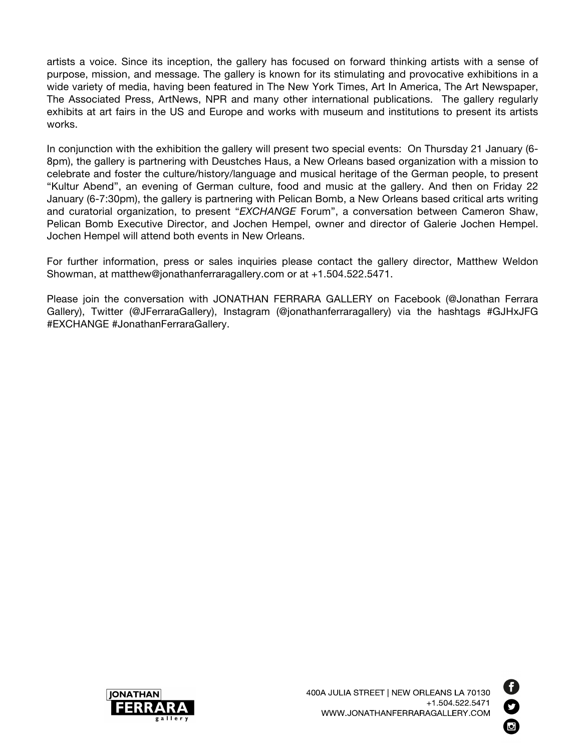artists a voice. Since its inception, the gallery has focused on forward thinking artists with a sense of purpose, mission, and message. The gallery is known for its stimulating and provocative exhibitions in a wide variety of media, having been featured in The New York Times, Art In America, The Art Newspaper, The Associated Press, ArtNews, NPR and many other international publications. The gallery regularly exhibits at art fairs in the US and Europe and works with museum and institutions to present its artists works.

In conjunction with the exhibition the gallery will present two special events: On Thursday 21 January (6-8pm), the gallery is partnering with Deustches Haus, a New Orleans based organization with a mission to celebrate and foster the culture/history/language and musical heritage of the German people, to present "Kultur Abend", an evening of German culture, food and music at the gallery. And then on Friday 22 January (6-7:30pm), the gallery is partnering with Pelican Bomb, a New Orleans based critical arts writing and curatorial organization, to present "*EXCHANGE* Forum", a conversation between Cameron Shaw, Pelican Bomb Executive Director, and Jochen Hempel, owner and director of Galerie Jochen Hempel. Jochen Hempel will attend both events in New Orleans.

For further information, press or sales inquiries please contact the gallery director, Matthew Weldon Showman, at matthew@jonathanferraragallery.com or at +1.504.522.5471.

Please join the conversation with JONATHAN FERRARA GALLERY on Facebook (@Jonathan Ferrara Gallery), Twitter (@JFerraraGallery), Instagram (@jonathanferraragallery) via the hashtags #GJHxJFG #EXCHANGE #JonathanFerraraGallery.